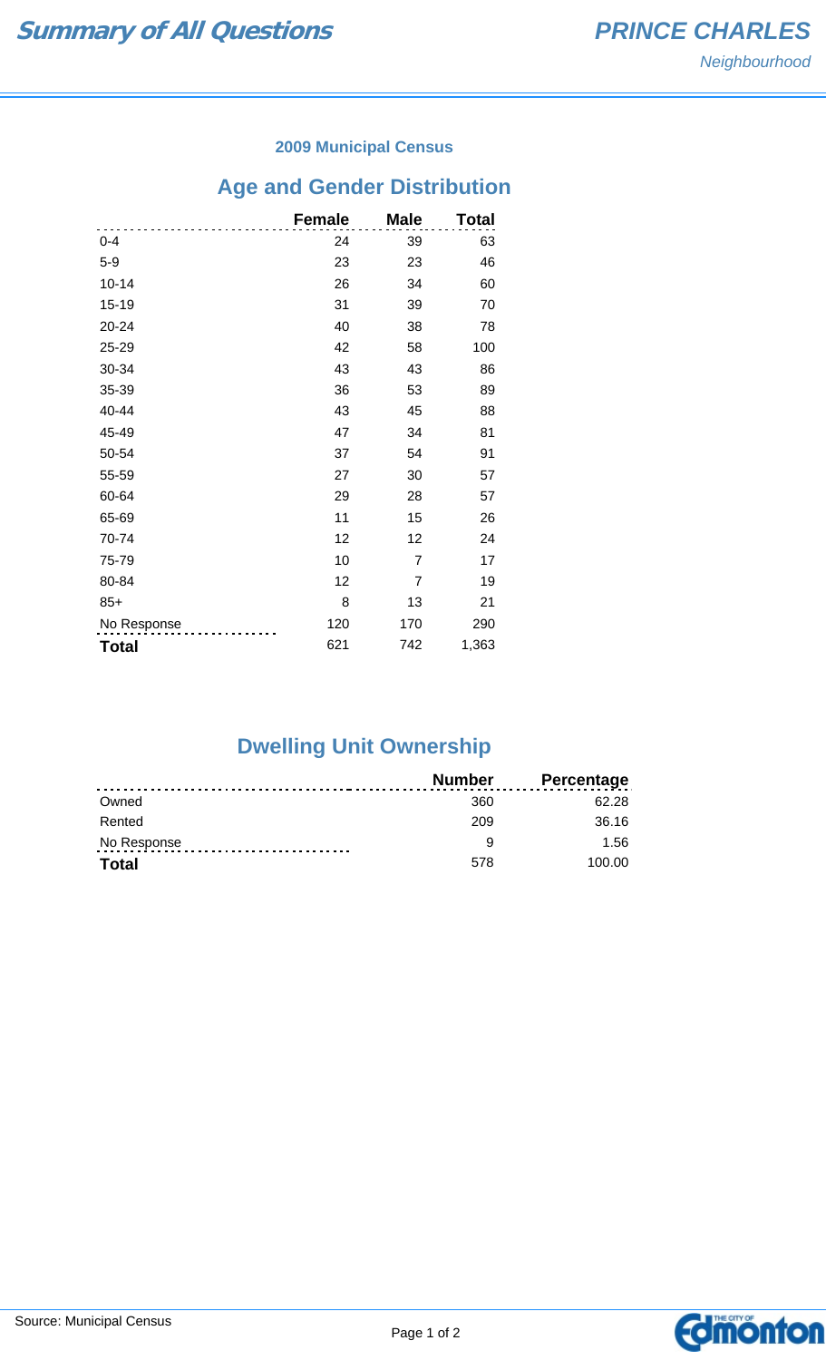# Summary of All Questions

## PRINCE CHARLES

*Neighbourhood*

### 2009 Municipal Census

## Age and Gender Distribution

| | Female | Male | Total |
|---|---|---|---|
| 0-4 | 24 | 39 | 63 |
| 5-9 | 23 | 23 | 46 |
| 10-14 | 26 | 34 | 60 |
| 15-19 | 31 | 39 | 70 |
| 20-24 | 40 | 38 | 78 |
| 25-29 | 42 | 58 | 100 |
| 30-34 | 43 | 43 | 86 |
| 35-39 | 36 | 53 | 89 |
| 40-44 | 43 | 45 | 88 |
| 45-49 | 47 | 34 | 81 |
| 50-54 | 37 | 54 | 91 |
| 55-59 | 27 | 30 | 57 |
| 60-64 | 29 | 28 | 57 |
| 65-69 | 11 | 15 | 26 |
| 70-74 | 12 | 12 | 24 |
| 75-79 | 10 | 7 | 17 |
| 80-84 | 12 | 7 | 19 |
| 85+ | 8 | 13 | 21 |
| No Response | 120 | 170 | 290 |
| **Total** | 621 | 742 | 1,363 |

## Dwelling Unit Ownership

| | Number | Percentage |
|---|---|---|
| Owned | 360 | 62.28 |
| Rented | 209 | 36.16 |
| No Response | 9 | 1.56 |
| **Total** | 578 | 100.00 |

Source: Municipal Census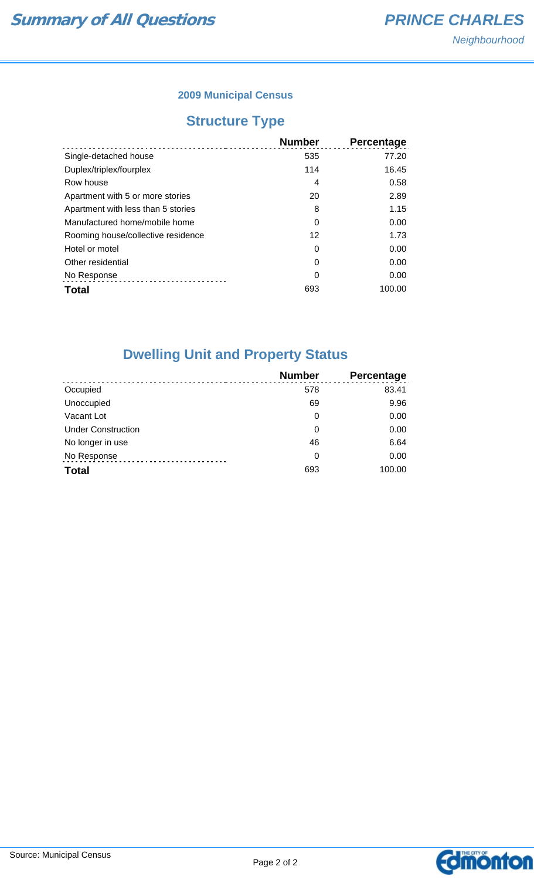# Summary of All Questions

## PRINCE CHARLES
*Neighbourhood*

### 2009 Municipal Census

## Structure Type

| | Number | Percentage |
|---|---|---|
| Single-detached house | 535 | 77.20 |
| Duplex/triplex/fourplex | 114 | 16.45 |
| Row house | 4 | 0.58 |
| Apartment with 5 or more stories | 20 | 2.89 |
| Apartment with less than 5 stories | 8 | 1.15 |
| Manufactured home/mobile home | 0 | 0.00 |
| Rooming house/collective residence | 12 | 1.73 |
| Hotel or motel | 0 | 0.00 |
| Other residential | 0 | 0.00 |
| No Response | 0 | 0.00 |
| **Total** | 693 | 100.00 |

## Dwelling Unit and Property Status

| | Number | Percentage |
|---|---|---|
| Occupied | 578 | 83.41 |
| Unoccupied | 69 | 9.96 |
| Vacant Lot | 0 | 0.00 |
| Under Construction | 0 | 0.00 |
| No longer in use | 46 | 6.64 |
| No Response | 0 | 0.00 |
| **Total** | 693 | 100.00 |

Source: Municipal Census